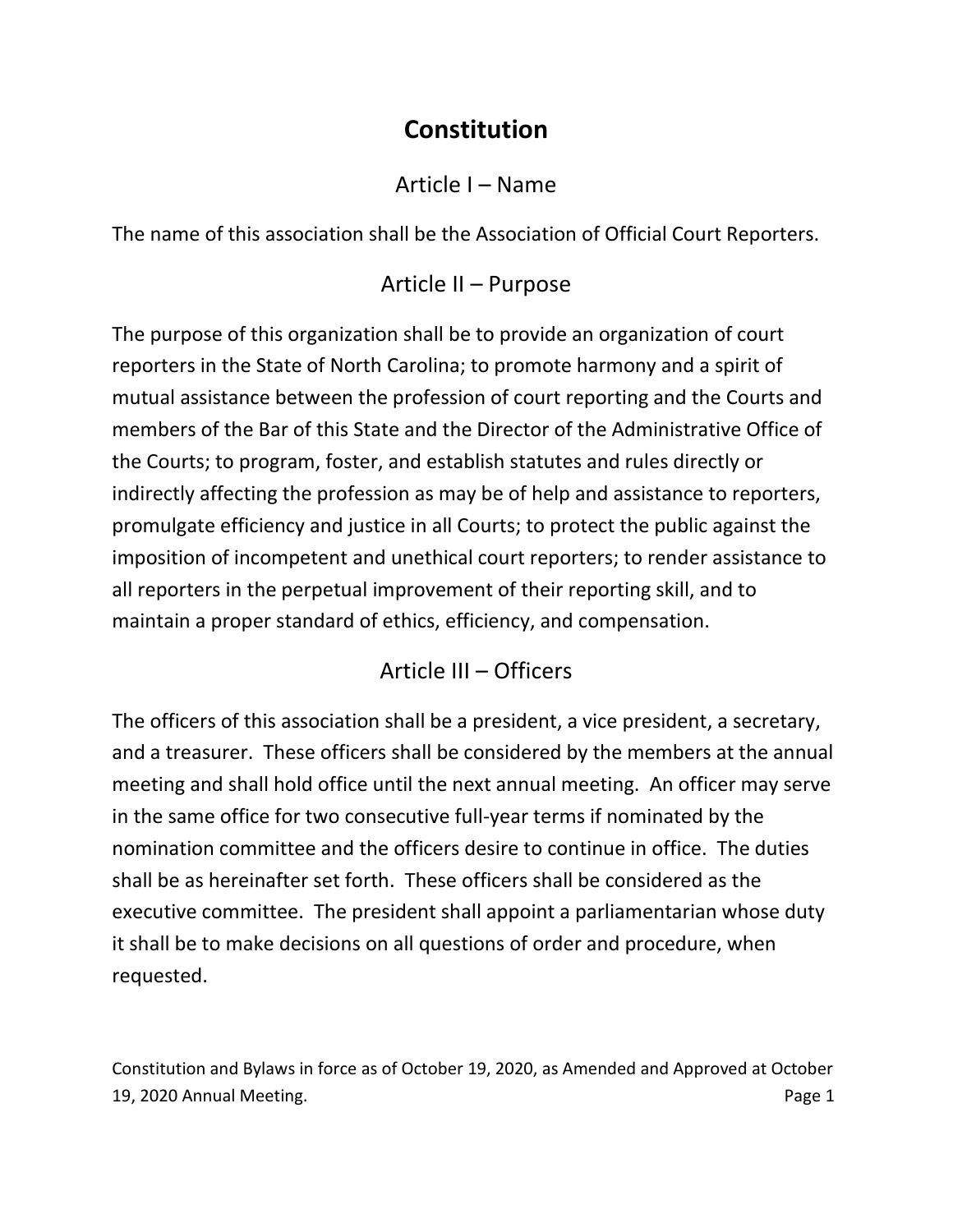# Constitution

## Article I – Name

The name of this association shall be the Association of Official Court Reporters.

## Article II – Purpose

The purpose of this organization shall be to provide an organization of court reporters in the State of North Carolina; to promote harmony and a spirit of mutual assistance between the profession of court reporting and the Courts and members of the Bar of this State and the Director of the Administrative Office of the Courts; to program, foster, and establish statutes and rules directly or indirectly affecting the profession as may be of help and assistance to reporters, promulgate efficiency and justice in all Courts; to protect the public against the imposition of incompetent and unethical court reporters; to render assistance to all reporters in the perpetual improvement of their reporting skill, and to maintain a proper standard of ethics, efficiency, and compensation.

## Article III – Officers

The officers of this association shall be a president, a vice president, a secretary, and a treasurer. These officers shall be considered by the members at the annual meeting and shall hold office until the next annual meeting. An officer may serve in the same office for two consecutive full-year terms if nominated by the nomination committee and the officers desire to continue in office. The duties shall be as hereinafter set forth. These officers shall be considered as the executive committee. The president shall appoint a parliamentarian whose duty it shall be to make decisions on all questions of order and procedure, when requested.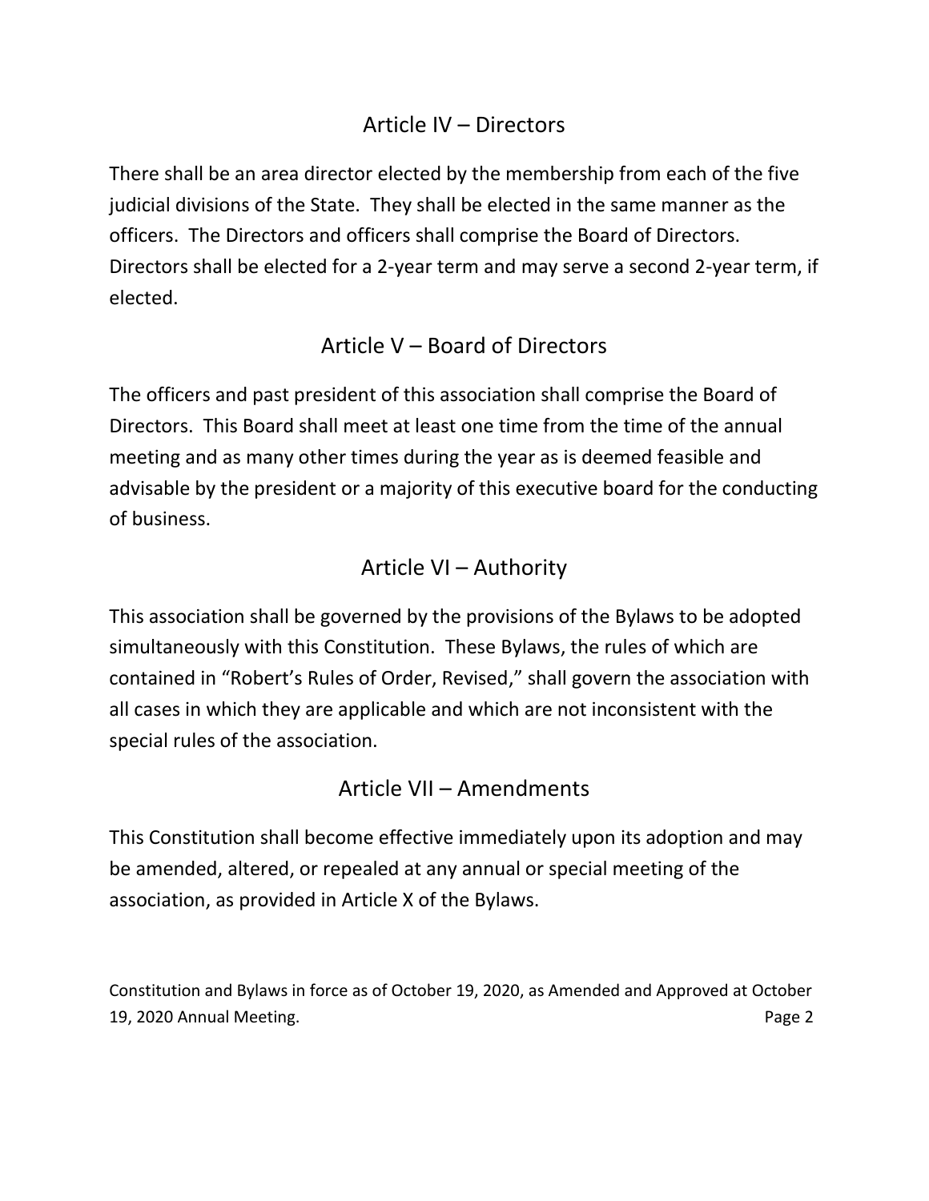## Article IV – Directors

There shall be an area director elected by the membership from each of the five judicial divisions of the State. They shall be elected in the same manner as the officers. The Directors and officers shall comprise the Board of Directors. Directors shall be elected for a 2-year term and may serve a second 2-year term, if elected.

## Article V – Board of Directors

The officers and past president of this association shall comprise the Board of Directors. This Board shall meet at least one time from the time of the annual meeting and as many other times during the year as is deemed feasible and advisable by the president or a majority of this executive board for the conducting of business.

## Article VI – Authority

This association shall be governed by the provisions of the Bylaws to be adopted simultaneously with this Constitution. These Bylaws, the rules of which are contained in "Robert's Rules of Order, Revised," shall govern the association with all cases in which they are applicable and which are not inconsistent with the special rules of the association.

## Article VII – Amendments

This Constitution shall become effective immediately upon its adoption and may be amended, altered, or repealed at any annual or special meeting of the association, as provided in Article X of the Bylaws.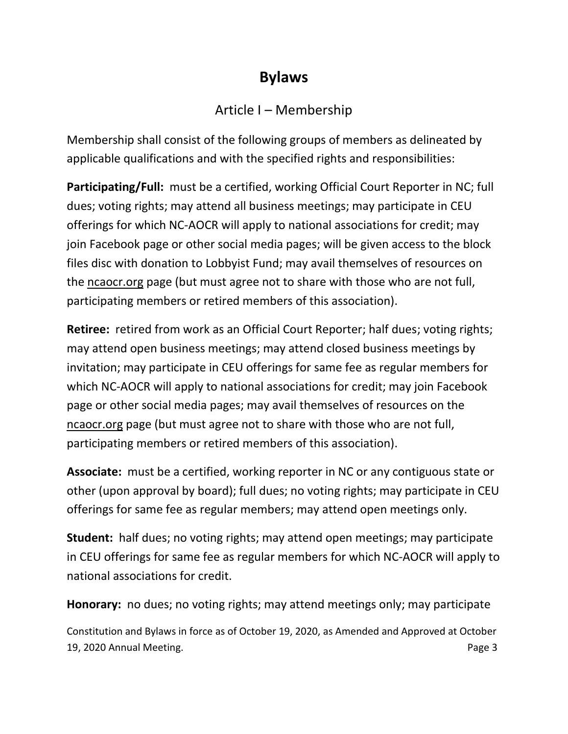# Bylaws

## Article I – Membership

Membership shall consist of the following groups of members as delineated by applicable qualifications and with the specified rights and responsibilities:

**Participating/Full:** must be a certified, working Official Court Reporter in NC; full dues; voting rights; may attend all business meetings; may participate in CEU offerings for which NC-AOCR will apply to national associations for credit; may join Facebook page or other social media pages; will be given access to the block files disc with donation to Lobbyist Fund; may avail themselves of resources on the ncaocr.org page (but must agree not to share with those who are not full, participating members or retired members of this association).

**Retiree:** retired from work as an Official Court Reporter; half dues; voting rights; may attend open business meetings; may attend closed business meetings by invitation; may participate in CEU offerings for same fee as regular members for which NC-AOCR will apply to national associations for credit; may join Facebook page or other social media pages; may avail themselves of resources on the ncaocr.org page (but must agree not to share with those who are not full, participating members or retired members of this association).

**Associate:** must be a certified, working reporter in NC or any contiguous state or other (upon approval by board); full dues; no voting rights; may participate in CEU offerings for same fee as regular members; may attend open meetings only.

**Student:** half dues; no voting rights; may attend open meetings; may participate in CEU offerings for same fee as regular members for which NC-AOCR will apply to national associations for credit.

**Honorary:** no dues; no voting rights; may attend meetings only; may participate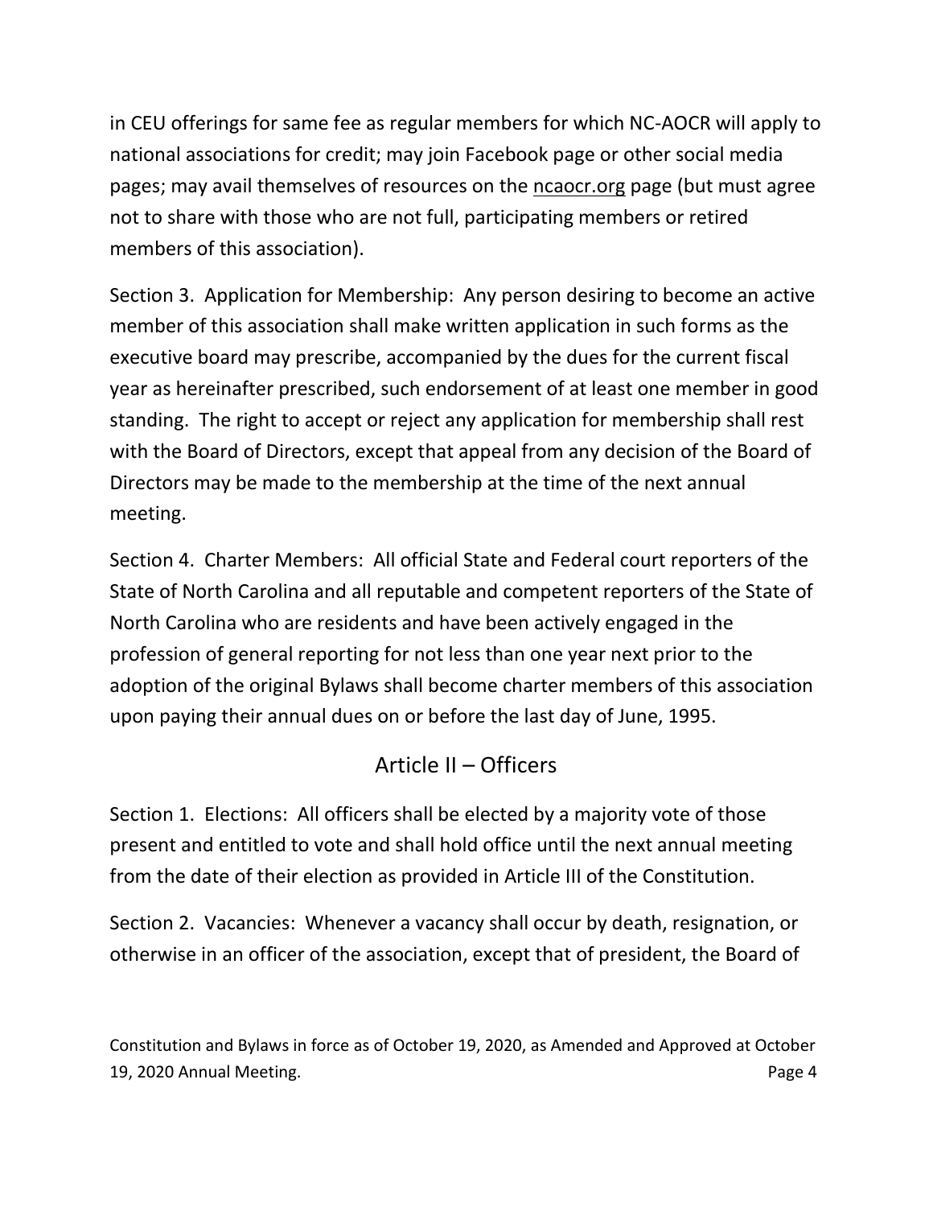in CEU offerings for same fee as regular members for which NC-AOCR will apply to national associations for credit; may join Facebook page or other social media pages; may avail themselves of resources on the ncaocr.org page (but must agree not to share with those who are not full, participating members or retired members of this association).

Section 3. Application for Membership: Any person desiring to become an active member of this association shall make written application in such forms as the executive board may prescribe, accompanied by the dues for the current fiscal year as hereinafter prescribed, such endorsement of at least one member in good standing. The right to accept or reject any application for membership shall rest with the Board of Directors, except that appeal from any decision of the Board of Directors may be made to the membership at the time of the next annual meeting.

Section 4. Charter Members: All official State and Federal court reporters of the State of North Carolina and all reputable and competent reporters of the State of North Carolina who are residents and have been actively engaged in the profession of general reporting for not less than one year next prior to the adoption of the original Bylaws shall become charter members of this association upon paying their annual dues on or before the last day of June, 1995.

## Article II – Officers

Section 1. Elections: All officers shall be elected by a majority vote of those present and entitled to vote and shall hold office until the next annual meeting from the date of their election as provided in Article III of the Constitution.

Section 2. Vacancies: Whenever a vacancy shall occur by death, resignation, or otherwise in an officer of the association, except that of president, the Board of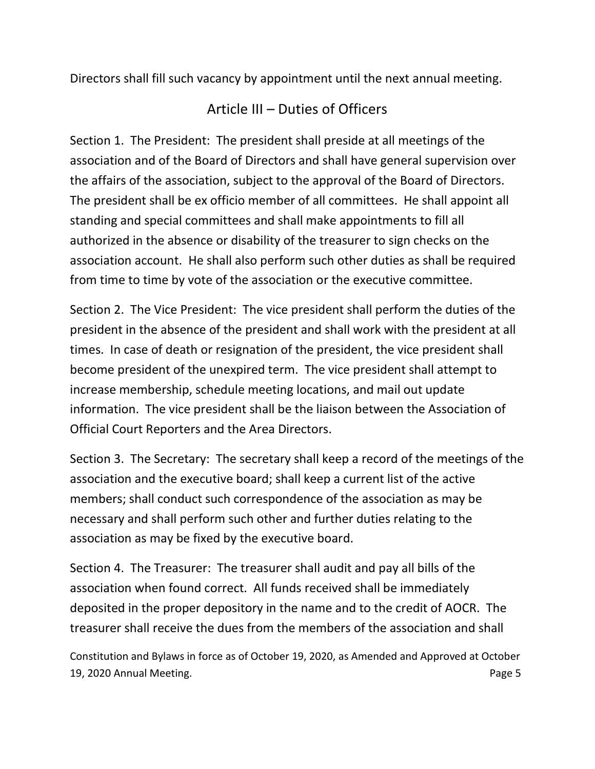Directors shall fill such vacancy by appointment until the next annual meeting.

## Article III – Duties of Officers

Section 1. The President: The president shall preside at all meetings of the association and of the Board of Directors and shall have general supervision over the affairs of the association, subject to the approval of the Board of Directors. The president shall be ex officio member of all committees. He shall appoint all standing and special committees and shall make appointments to fill all authorized in the absence or disability of the treasurer to sign checks on the association account. He shall also perform such other duties as shall be required from time to time by vote of the association or the executive committee.

Section 2. The Vice President: The vice president shall perform the duties of the president in the absence of the president and shall work with the president at all times. In case of death or resignation of the president, the vice president shall become president of the unexpired term. The vice president shall attempt to increase membership, schedule meeting locations, and mail out update information. The vice president shall be the liaison between the Association of Official Court Reporters and the Area Directors.

Section 3. The Secretary: The secretary shall keep a record of the meetings of the association and the executive board; shall keep a current list of the active members; shall conduct such correspondence of the association as may be necessary and shall perform such other and further duties relating to the association as may be fixed by the executive board.

Section 4. The Treasurer: The treasurer shall audit and pay all bills of the association when found correct. All funds received shall be immediately deposited in the proper depository in the name and to the credit of AOCR. The treasurer shall receive the dues from the members of the association and shall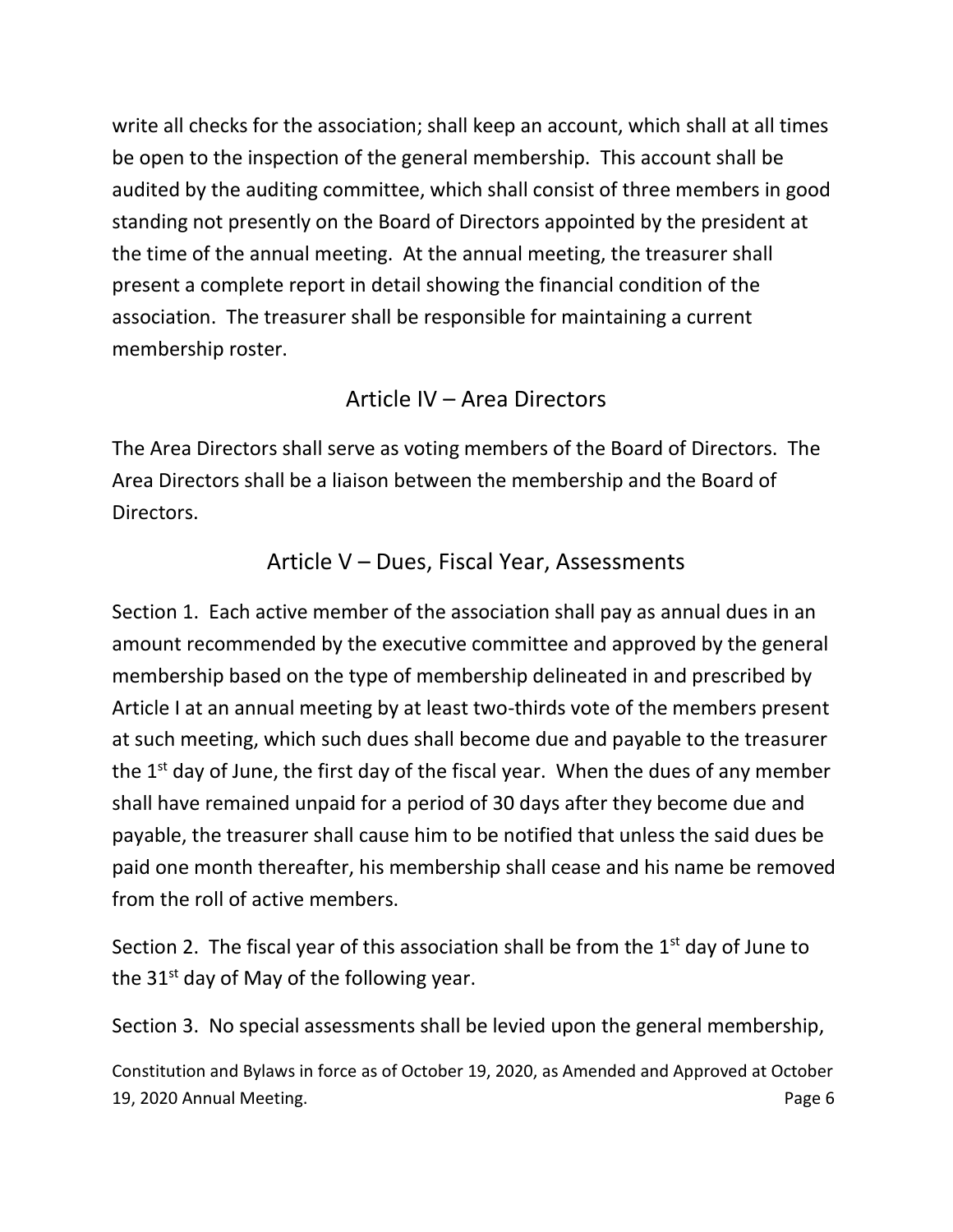write all checks for the association; shall keep an account, which shall at all times be open to the inspection of the general membership. This account shall be audited by the auditing committee, which shall consist of three members in good standing not presently on the Board of Directors appointed by the president at the time of the annual meeting. At the annual meeting, the treasurer shall present a complete report in detail showing the financial condition of the association. The treasurer shall be responsible for maintaining a current membership roster.

## Article IV – Area Directors

The Area Directors shall serve as voting members of the Board of Directors. The Area Directors shall be a liaison between the membership and the Board of Directors.

## Article V – Dues, Fiscal Year, Assessments

Section 1. Each active member of the association shall pay as annual dues in an amount recommended by the executive committee and approved by the general membership based on the type of membership delineated in and prescribed by Article I at an annual meeting by at least two-thirds vote of the members present at such meeting, which such dues shall become due and payable to the treasurer the 1st day of June, the first day of the fiscal year. When the dues of any member shall have remained unpaid for a period of 30 days after they become due and payable, the treasurer shall cause him to be notified that unless the said dues be paid one month thereafter, his membership shall cease and his name be removed from the roll of active members.

Section 2. The fiscal year of this association shall be from the 1st day of June to the 31st day of May of the following year.

Section 3. No special assessments shall be levied upon the general membership,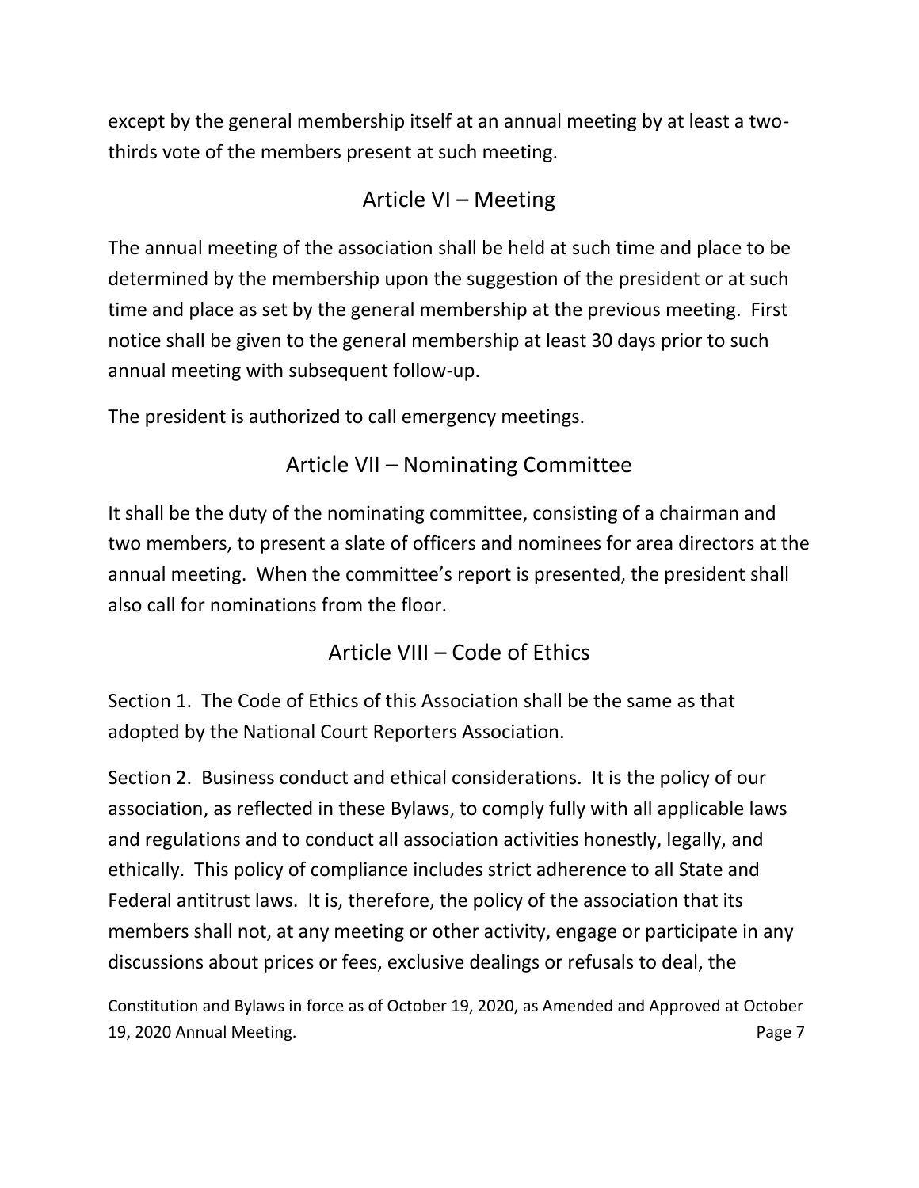except by the general membership itself at an annual meeting by at least a two-thirds vote of the members present at such meeting.

## Article VI – Meeting

The annual meeting of the association shall be held at such time and place to be determined by the membership upon the suggestion of the president or at such time and place as set by the general membership at the previous meeting. First notice shall be given to the general membership at least 30 days prior to such annual meeting with subsequent follow-up.

The president is authorized to call emergency meetings.

## Article VII – Nominating Committee

It shall be the duty of the nominating committee, consisting of a chairman and two members, to present a slate of officers and nominees for area directors at the annual meeting. When the committee's report is presented, the president shall also call for nominations from the floor.

## Article VIII – Code of Ethics

Section 1. The Code of Ethics of this Association shall be the same as that adopted by the National Court Reporters Association.

Section 2. Business conduct and ethical considerations. It is the policy of our association, as reflected in these Bylaws, to comply fully with all applicable laws and regulations and to conduct all association activities honestly, legally, and ethically. This policy of compliance includes strict adherence to all State and Federal antitrust laws. It is, therefore, the policy of the association that its members shall not, at any meeting or other activity, engage or participate in any discussions about prices or fees, exclusive dealings or refusals to deal, the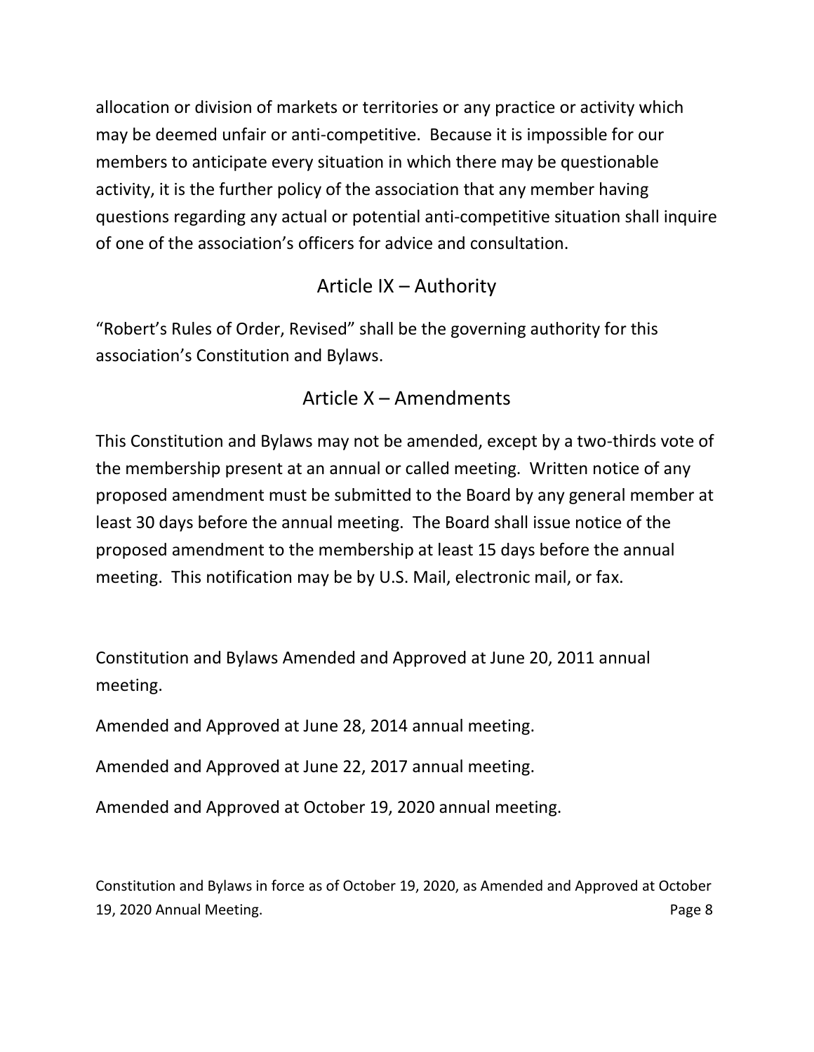allocation or division of markets or territories or any practice or activity which may be deemed unfair or anti-competitive. Because it is impossible for our members to anticipate every situation in which there may be questionable activity, it is the further policy of the association that any member having questions regarding any actual or potential anti-competitive situation shall inquire of one of the association's officers for advice and consultation.

## Article IX – Authority

"Robert's Rules of Order, Revised" shall be the governing authority for this association's Constitution and Bylaws.

## Article X – Amendments

This Constitution and Bylaws may not be amended, except by a two-thirds vote of the membership present at an annual or called meeting. Written notice of any proposed amendment must be submitted to the Board by any general member at least 30 days before the annual meeting. The Board shall issue notice of the proposed amendment to the membership at least 15 days before the annual meeting. This notification may be by U.S. Mail, electronic mail, or fax.

Constitution and Bylaws Amended and Approved at June 20, 2011 annual meeting.

Amended and Approved at June 28, 2014 annual meeting.

Amended and Approved at June 22, 2017 annual meeting.

Amended and Approved at October 19, 2020 annual meeting.